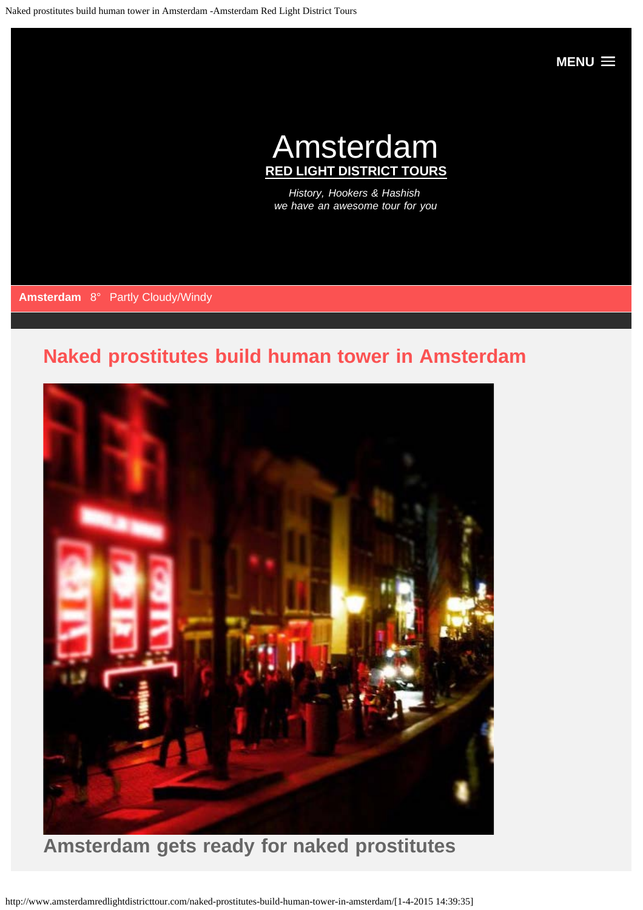MENU

# Amsterdam

**RED LIGHT DISTRICT TOURS**

*History, Hookers & Hashish*
*we have an awesome tour for you*

**Amsterdam** 8° Partly Cloudy/Windy

## Naked prostitutes build human tower in Amsterdam

### Amsterdam gets ready for naked prostitutes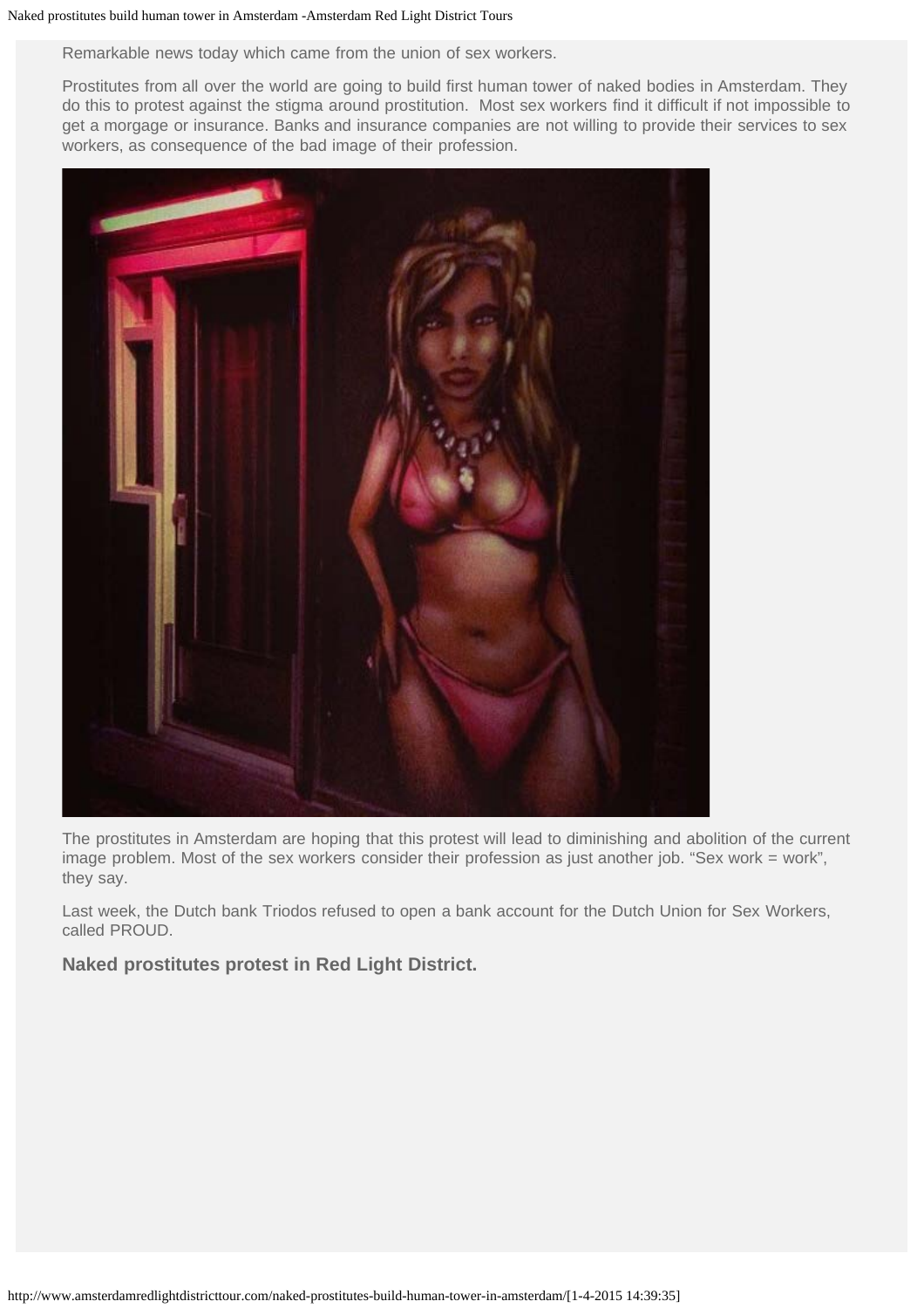Remarkable news today which came from the union of sex workers.

Prostitutes from all over the world are going to build first human tower of naked bodies in Amsterdam. They do this to protest against the stigma around prostitution. Most sex workers find it difficult if not impossible to get a morgage or insurance. Banks and insurance companies are not willing to provide their services to sex workers, as consequence of the bad image of their profession.

The prostitutes in Amsterdam are hoping that this protest will lead to diminishing and abolition of the current image problem. Most of the sex workers consider their profession as just another job. "Sex work = work", they say.

Last week, the Dutch bank Triodos refused to open a bank account for the Dutch Union for Sex Workers, called PROUD.

**Naked prostitutes protest in Red Light District.**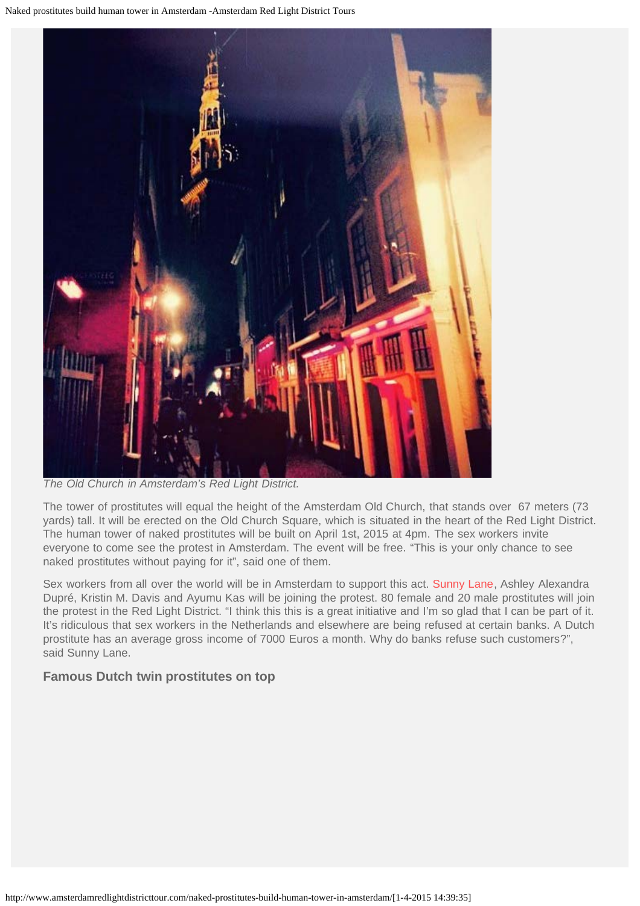*The Old Church in Amsterdam's Red Light District.*

The tower of prostitutes will equal the height of the Amsterdam Old Church, that stands over 67 meters (73 yards) tall. It will be erected on the Old Church Square, which is situated in the heart of the Red Light District. The human tower of naked prostitutes will be built on April 1st, 2015 at 4pm. The sex workers invite everyone to come see the protest in Amsterdam. The event will be free. "This is your only chance to see naked prostitutes without paying for it", said one of them.

Sex workers from all over the world will be in Amsterdam to support this act. Sunny Lane, Ashley Alexandra Dupré, Kristin M. Davis and Ayumu Kas will be joining the protest. 80 female and 20 male prostitutes will join the protest in the Red Light District. "I think this this is a great initiative and I'm so glad that I can be part of it. It's ridiculous that sex workers in the Netherlands and elsewhere are being refused at certain banks. A Dutch prostitute has an average gross income of 7000 Euros a month. Why do banks refuse such customers?", said Sunny Lane.

### Famous Dutch twin prostitutes on top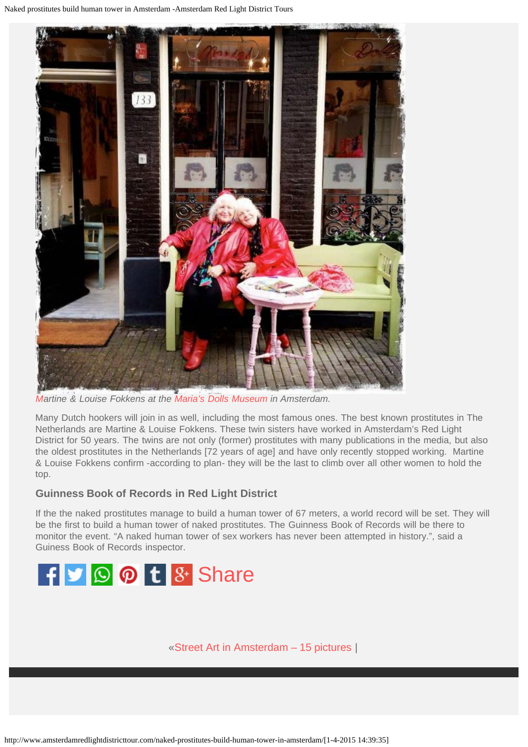Martine & Louise Fokkens at the Maria's Dolls Museum in Amsterdam.

Many Dutch hookers will join in as well, including the most famous ones. The best known prostitutes in The Netherlands are Martine & Louise Fokkens. These twin sisters have worked in Amsterdam's Red Light District for 50 years. The twins are not only (former) prostitutes with many publications in the media, but also the oldest prostitutes in the Netherlands [72 years of age] and have only recently stopped working. Martine & Louise Fokkens confirm -according to plan- they will be the last to climb over all other women to hold the top.

### Guinness Book of Records in Red Light District

If the the naked prostitutes manage to build a human tower of 67 meters, a world record will be set. They will be the first to build a human tower of naked prostitutes. The Guinness Book of Records will be there to monitor the event. "A naked human tower of sex workers has never been attempted in history.", said a Guiness Book of Records inspector.

Share

«Street Art in Amsterdam – 15 pictures |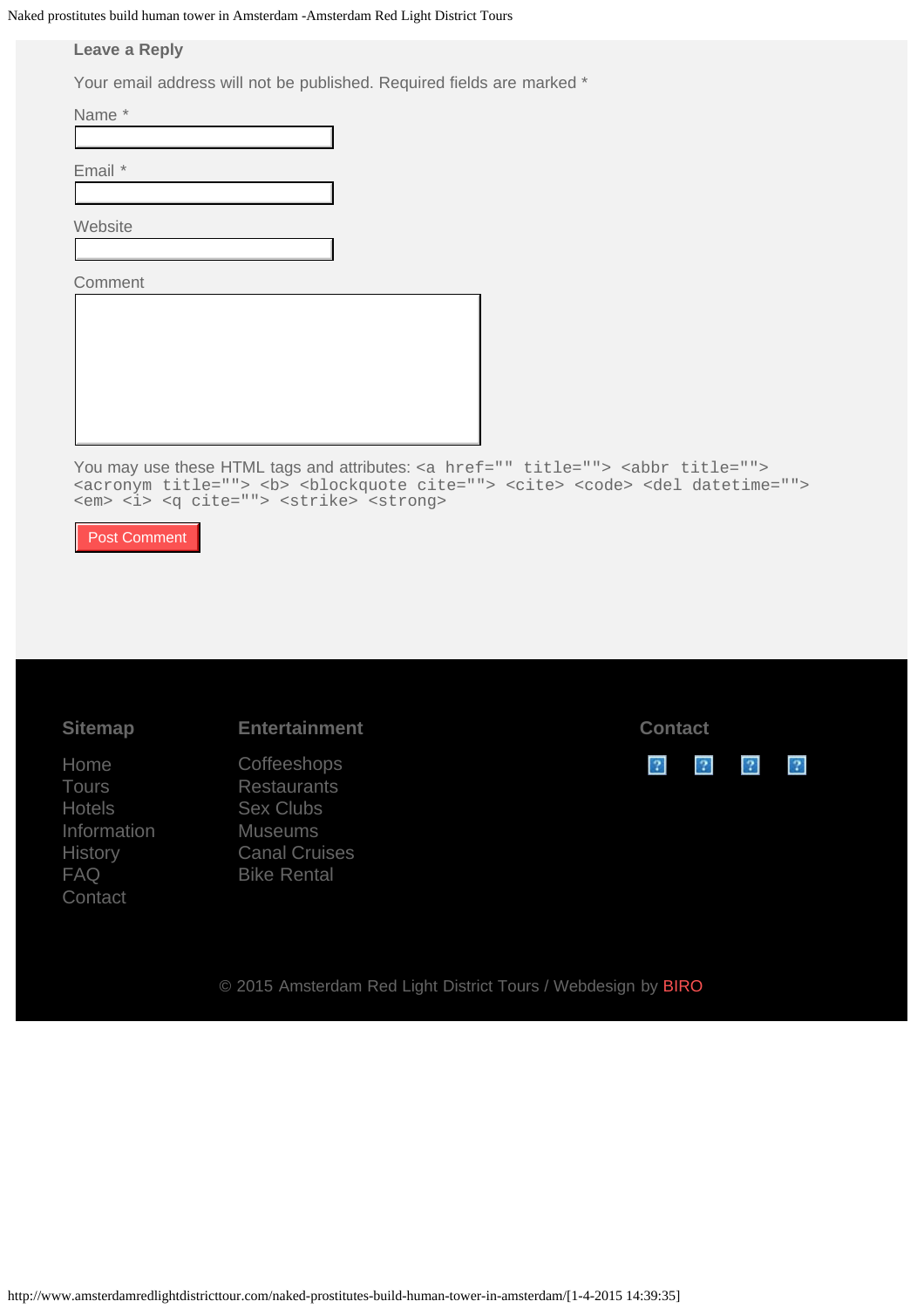### Leave a Reply

Your email address will not be published. Required fields are marked *

Name *

Email *

Website

Comment

You may use these HTML tags and attributes: `<a href="" title=""> <abbr title=""> <acronym title=""> <b> <blockquote cite=""> <cite> <code> <del datetime=""> <em> <i> <q cite=""> <strike> <strong>`

Post Comment

### Sitemap

Home
Tours
Hotels
Information
History
FAQ
Contact

### Entertainment

Coffeeshops
Restaurants
Sex Clubs
Museums
Canal Cruises
Bike Rental

### Contact

© 2015 Amsterdam Red Light District Tours / Webdesign by BIRO